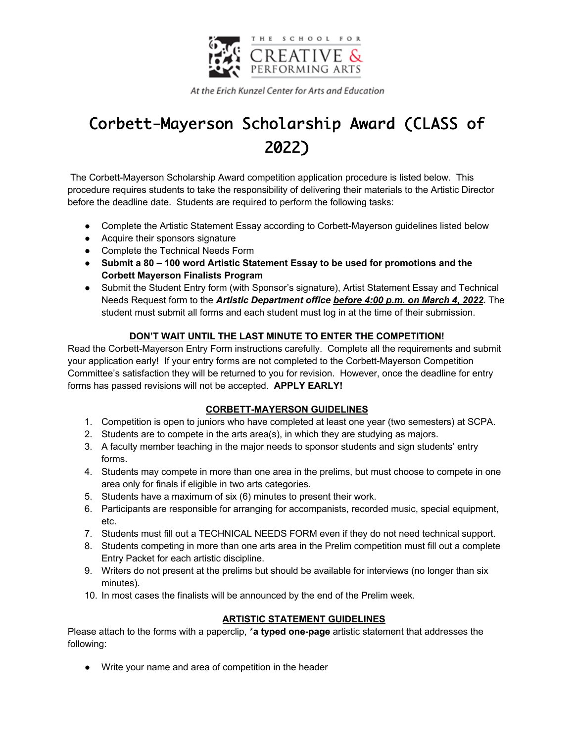THE SCHOOL FOR CREATIVE & PERFORMING ARTS

*At the Erich Kunzel Center for Arts and Education*

# Corbett-Mayerson Scholarship Award (CLASS of 2022)

The Corbett-Mayerson Scholarship Award competition application procedure is listed below. This procedure requires students to take the responsibility of delivering their materials to the Artistic Director before the deadline date. Students are required to perform the following tasks:

- Complete the Artistic Statement Essay according to Corbett-Mayerson guidelines listed below
- Acquire their sponsors signature
- Complete the Technical Needs Form
- **Submit a 80 – 100 word Artistic Statement Essay to be used for promotions and the Corbett Mayerson Finalists Program**
- Submit the Student Entry form (with Sponsor's signature), Artist Statement Essay and Technical Needs Request form to the ***Artistic Department office*** ***before 4:00 p.m. on March 4, 2022.*** The student must submit all forms and each student must log in at the time of their submission.

**DON'T WAIT UNTIL THE LAST MINUTE TO ENTER THE COMPETITION!**

Read the Corbett-Mayerson Entry Form instructions carefully. Complete all the requirements and submit your application early! If your entry forms are not completed to the Corbett-Mayerson Competition Committee's satisfaction they will be returned to you for revision. However, once the deadline for entry forms has passed revisions will not be accepted. **APPLY EARLY!**

## CORBETT-MAYERSON GUIDELINES

1. Competition is open to juniors who have completed at least one year (two semesters) at SCPA.
2. Students are to compete in the arts area(s), in which they are studying as majors.
3. A faculty member teaching in the major needs to sponsor students and sign students' entry forms.
4. Students may compete in more than one area in the prelims, but must choose to compete in one area only for finals if eligible in two arts categories.
5. Students have a maximum of six (6) minutes to present their work.
6. Participants are responsible for arranging for accompanists, recorded music, special equipment, etc.
7. Students must fill out a TECHNICAL NEEDS FORM even if they do not need technical support.
8. Students competing in more than one arts area in the Prelim competition must fill out a complete Entry Packet for each artistic discipline.
9. Writers do not present at the prelims but should be available for interviews (no longer than six minutes).
10. In most cases the finalists will be announced by the end of the Prelim week.

## ARTISTIC STATEMENT GUIDELINES

Please attach to the forms with a paperclip, ***a typed one-page** artistic statement that addresses the following:

- Write your name and area of competition in the header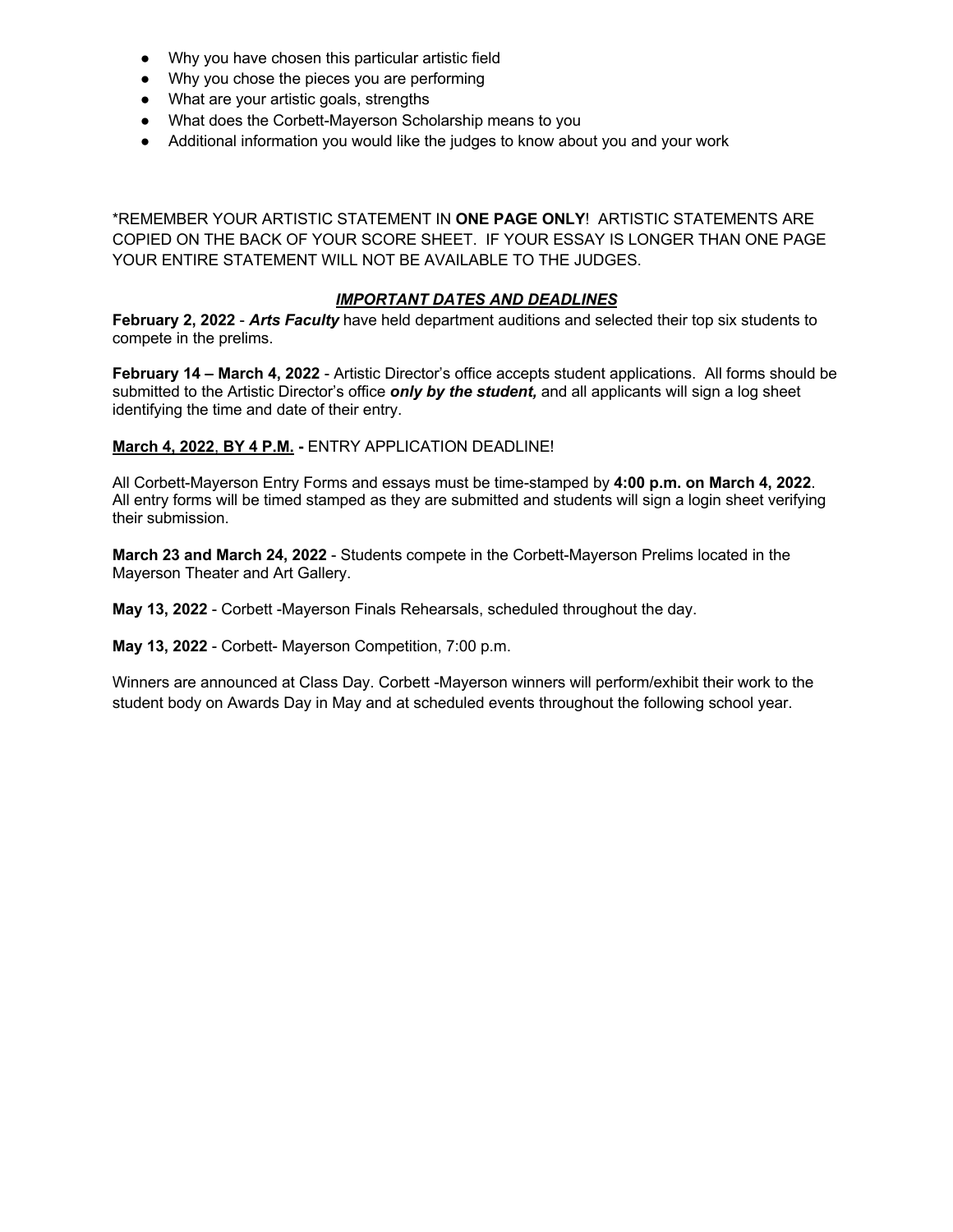- Why you have chosen this particular artistic field
- Why you chose the pieces you are performing
- What are your artistic goals, strengths
- What does the Corbett-Mayerson Scholarship means to you
- Additional information you would like the judges to know about you and your work

*REMEMBER YOUR ARTISTIC STATEMENT IN **ONE PAGE ONLY**! ARTISTIC STATEMENTS ARE COPIED ON THE BACK OF YOUR SCORE SHEET. IF YOUR ESSAY IS LONGER THAN ONE PAGE YOUR ENTIRE STATEMENT WILL NOT BE AVAILABLE TO THE JUDGES.

### ***IMPORTANT DATES AND DEADLINES***

**February 2, 2022** - ***Arts Faculty*** have held department auditions and selected their top six students to compete in the prelims.

**February 14 – March 4, 2022** - Artistic Director's office accepts student applications. All forms should be submitted to the Artistic Director's office ***only by the student,*** and all applicants will sign a log sheet identifying the time and date of their entry.

**March 4, 2022**, **BY 4 P.M.** **-** ENTRY APPLICATION DEADLINE!

All Corbett-Mayerson Entry Forms and essays must be time-stamped by **4:00 p.m. on March 4, 2022**. All entry forms will be timed stamped as they are submitted and students will sign a login sheet verifying their submission.

**March 23 and March 24, 2022** - Students compete in the Corbett-Mayerson Prelims located in the Mayerson Theater and Art Gallery.

**May 13, 2022** - Corbett -Mayerson Finals Rehearsals, scheduled throughout the day.

**May 13, 2022** - Corbett- Mayerson Competition, 7:00 p.m.

Winners are announced at Class Day. Corbett -Mayerson winners will perform/exhibit their work to the student body on Awards Day in May and at scheduled events throughout the following school year.